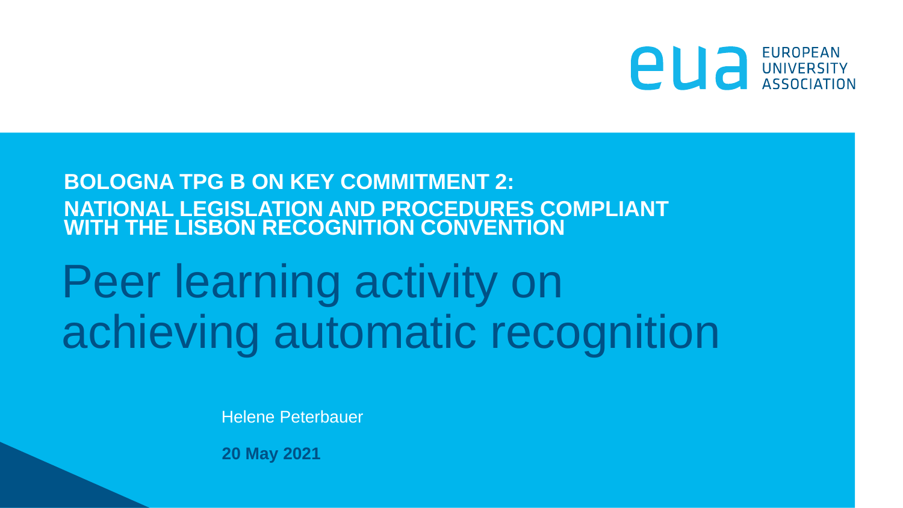EUROPEAN UNIVERSITY ASSOCIATION

**BOLOGNA TPG B ON KEY COMMITMENT 2:**
**NATIONAL LEGISLATION AND PROCEDURES COMPLIANT WITH THE LISBON RECOGNITION CONVENTION**

# Peer learning activity on achieving automatic recognition

Helene Peterbauer

**20 May 2021**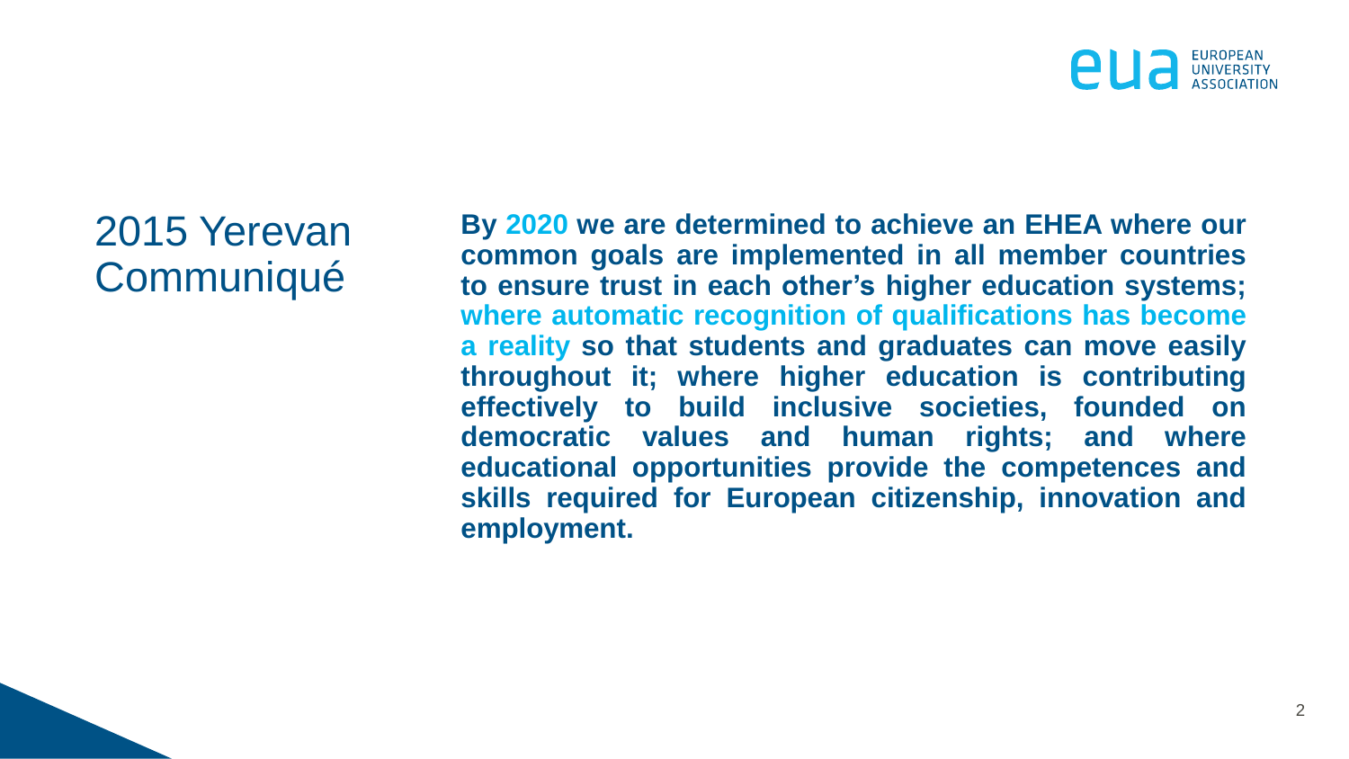# 2015 Yerevan Communiqué

**By 2020 we are determined to achieve an EHEA where our common goals are implemented in all member countries to ensure trust in each other's higher education systems; where automatic recognition of qualifications has become a reality so that students and graduates can move easily throughout it; where higher education is contributing effectively to build inclusive societies, founded on democratic values and human rights; and where educational opportunities provide the competences and skills required for European citizenship, innovation and employment.**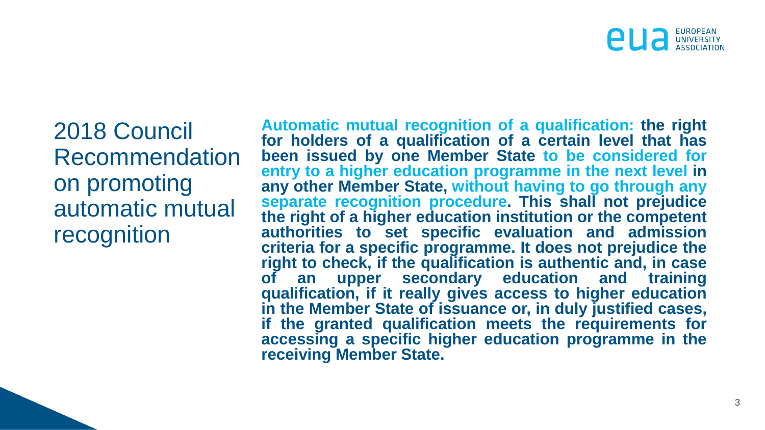## 2018 Council Recommendation on promoting automatic mutual recognition

**Automatic mutual recognition of a qualification: the right for holders of a qualification of a certain level that has been issued by one Member State to be considered for entry to a higher education programme in the next level in any other Member State, without having to go through any separate recognition procedure. This shall not prejudice the right of a higher education institution or the competent authorities to set specific evaluation and admission criteria for a specific programme. It does not prejudice the right to check, if the qualification is authentic and, in case of an upper secondary education and training qualification, if it really gives access to higher education in the Member State of issuance or, in duly justified cases, if the granted qualification meets the requirements for accessing a specific higher education programme in the receiving Member State.**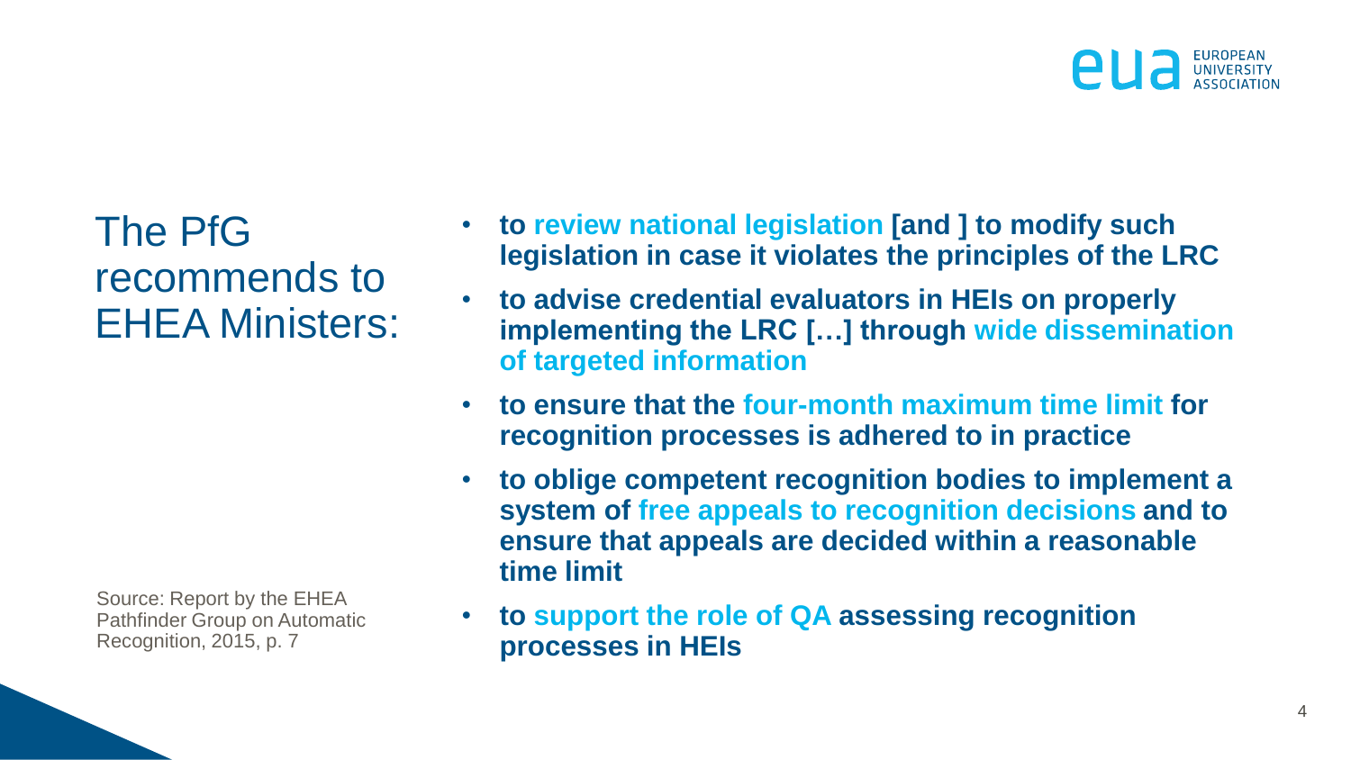# The PfG recommends to EHEA Ministers:

- **to review national legislation [and ] to modify such legislation in case it violates the principles of the LRC**
- **to advise credential evaluators in HEIs on properly implementing the LRC […] through wide dissemination of targeted information**
- **to ensure that the four-month maximum time limit for recognition processes is adhered to in practice**
- **to oblige competent recognition bodies to implement a system of free appeals to recognition decisions and to ensure that appeals are decided within a reasonable time limit**
- **to support the role of QA assessing recognition processes in HEIs**

Source: Report by the EHEA Pathfinder Group on Automatic Recognition, 2015, p. 7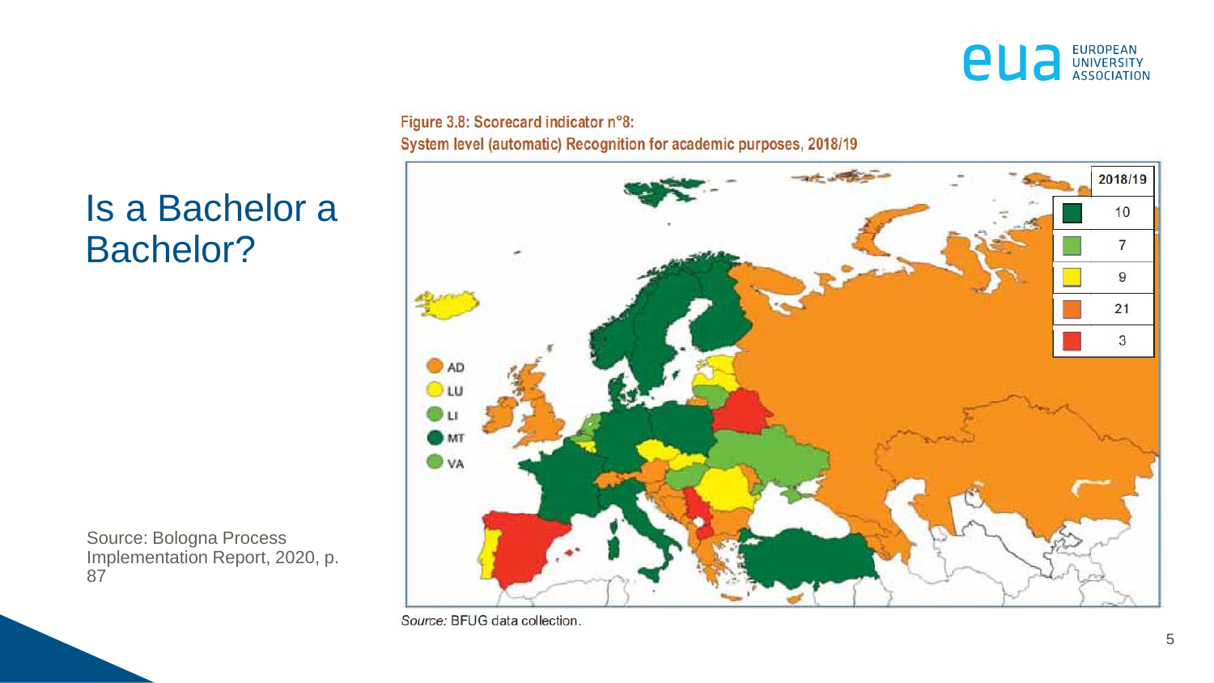# Is a Bachelor a Bachelor?

Figure 3.8: Scorecard indicator n°8:
System level (automatic) Recognition for academic purposes, 2018/19

| Category | 2018/19 |
|---|---|
| Dark green | 10 |
| Light green | 7 |
| Yellow | 9 |
| Orange | 21 |
| Red | 3 |

*Source:* BFUG data collection.

Source: Bologna Process Implementation Report, 2020, p. 87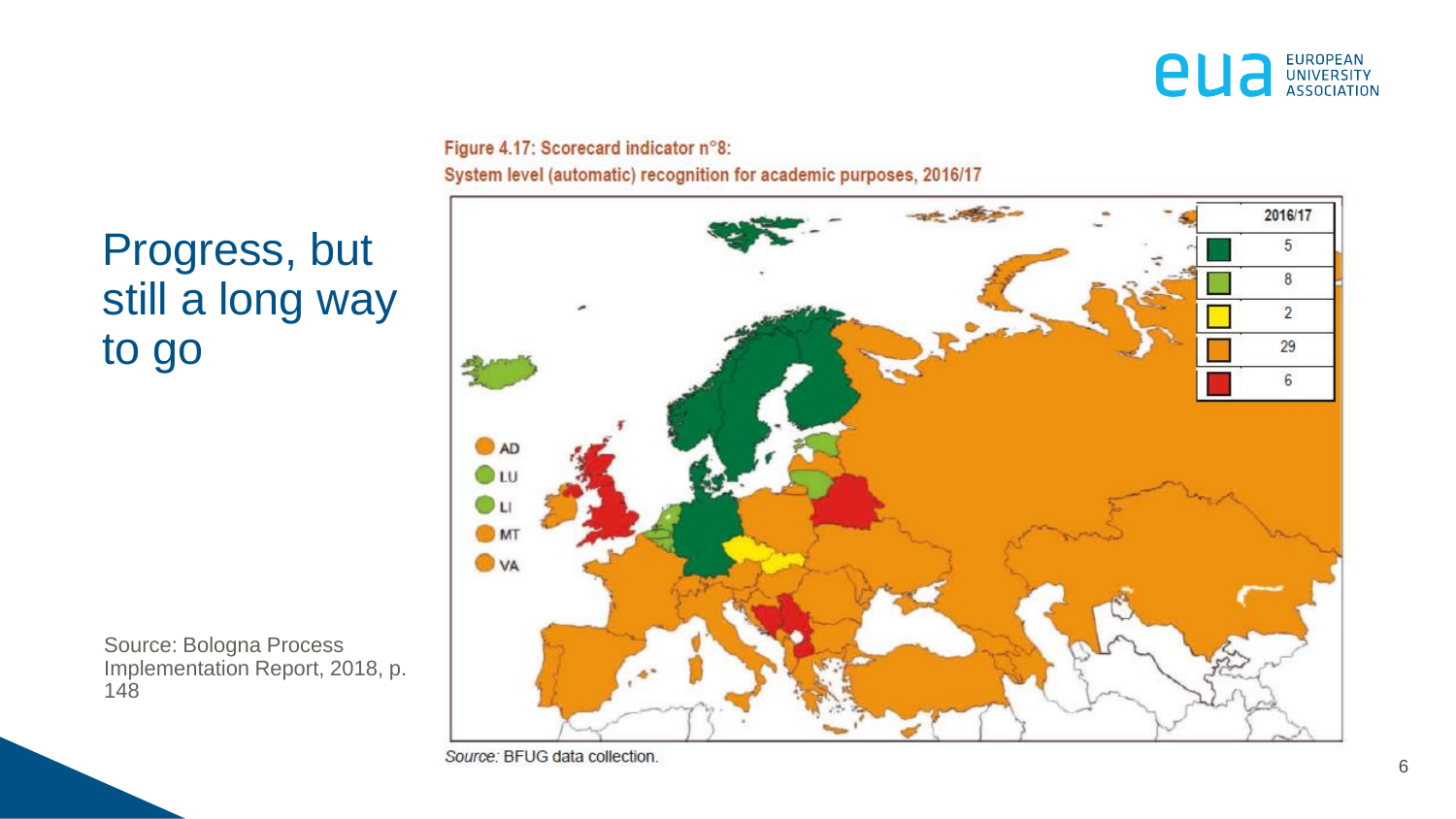# Progress, but still a long way to go

Figure 4.17: Scorecard indicator n°8:

System level (automatic) recognition for academic purposes, 2016/17

| | 2016/17 |
|---|---|
| Dark green | 5 |
| Light green | 8 |
| Yellow | 2 |
| Orange | 29 |
| Red | 6 |

AD, LU, LI, MT, VA

*Source:* BFUG data collection.

Source: Bologna Process Implementation Report, 2018, p. 148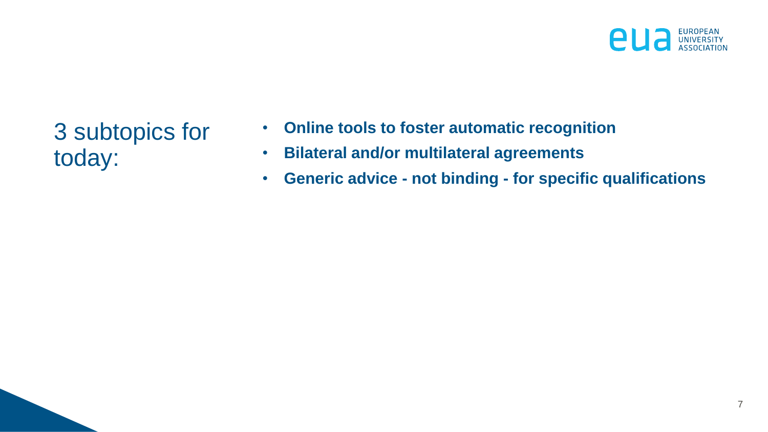## 3 subtopics for today:

- **Online tools to foster automatic recognition**
- **Bilateral and/or multilateral agreements**
- **Generic advice - not binding - for specific qualifications**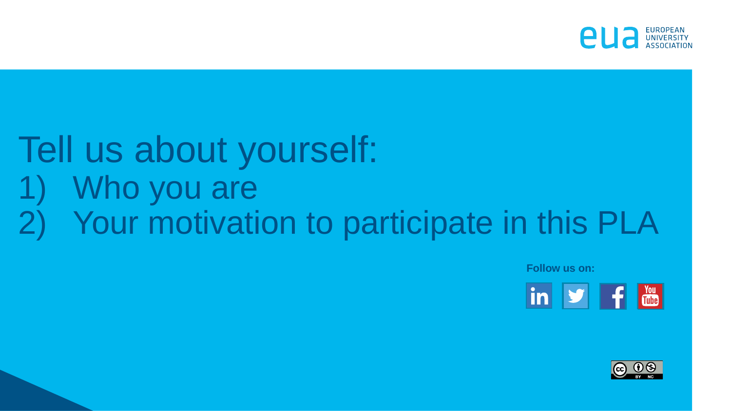# Tell us about yourself:

1) Who you are
2) Your motivation to participate in this PLA

**Follow us on:**